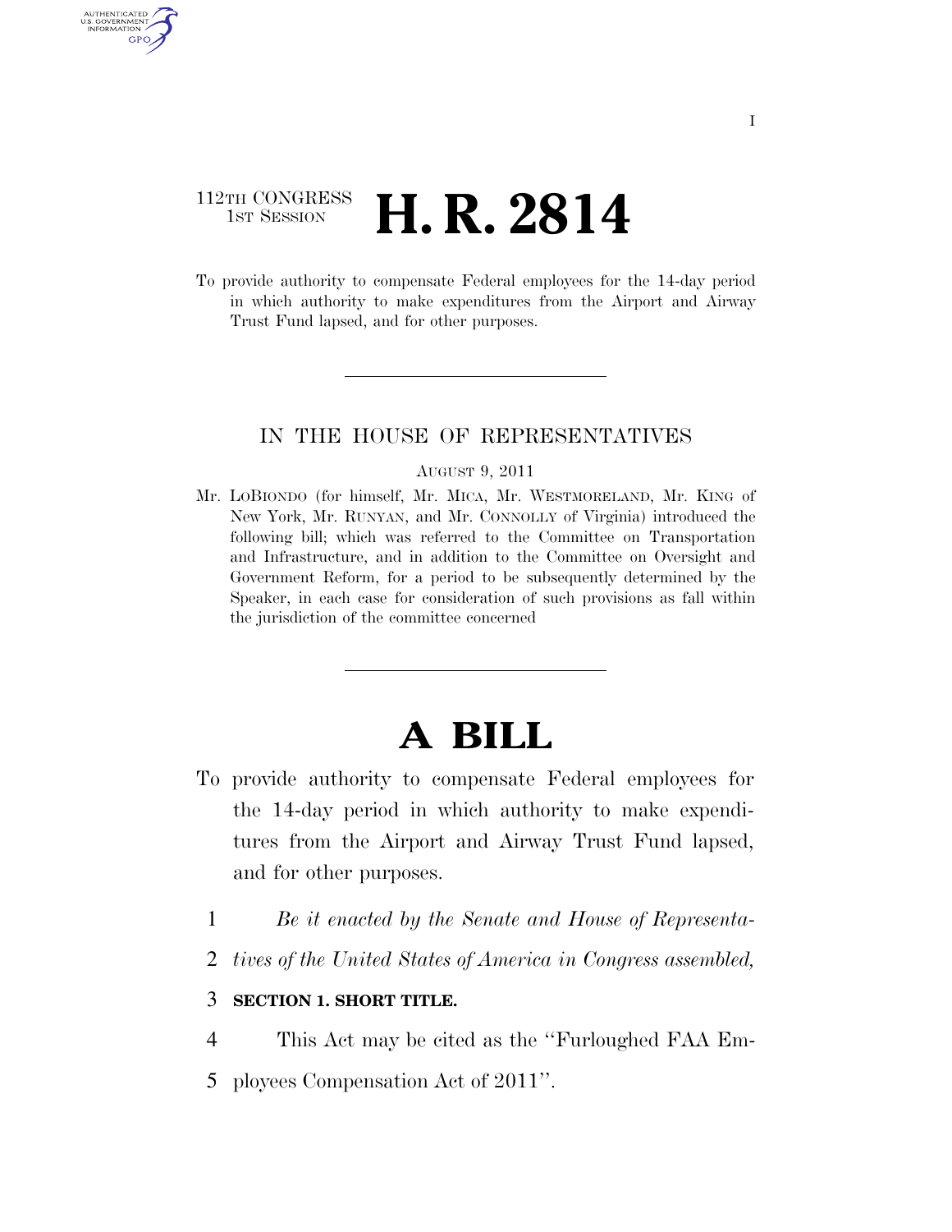112TH CONGRESS
1ST SESSION

# H. R. 2814

To provide authority to compensate Federal employees for the 14-day period in which authority to make expenditures from the Airport and Airway Trust Fund lapsed, and for other purposes.

## IN THE HOUSE OF REPRESENTATIVES

AUGUST 9, 2011

Mr. LOBIONDO (for himself, Mr. MICA, Mr. WESTMORELAND, Mr. KING of New York, Mr. RUNYAN, and Mr. CONNOLLY of Virginia) introduced the following bill; which was referred to the Committee on Transportation and Infrastructure, and in addition to the Committee on Oversight and Government Reform, for a period to be subsequently determined by the Speaker, in each case for consideration of such provisions as fall within the jurisdiction of the committee concerned

# A BILL

To provide authority to compensate Federal employees for the 14-day period in which authority to make expenditures from the Airport and Airway Trust Fund lapsed, and for other purposes.

1 *Be it enacted by the Senate and House of Representa-*
2 *tives of the United States of America in Congress assembled,*

3 **SECTION 1. SHORT TITLE.**

4 This Act may be cited as the "Furloughed FAA Em-
5 ployees Compensation Act of 2011".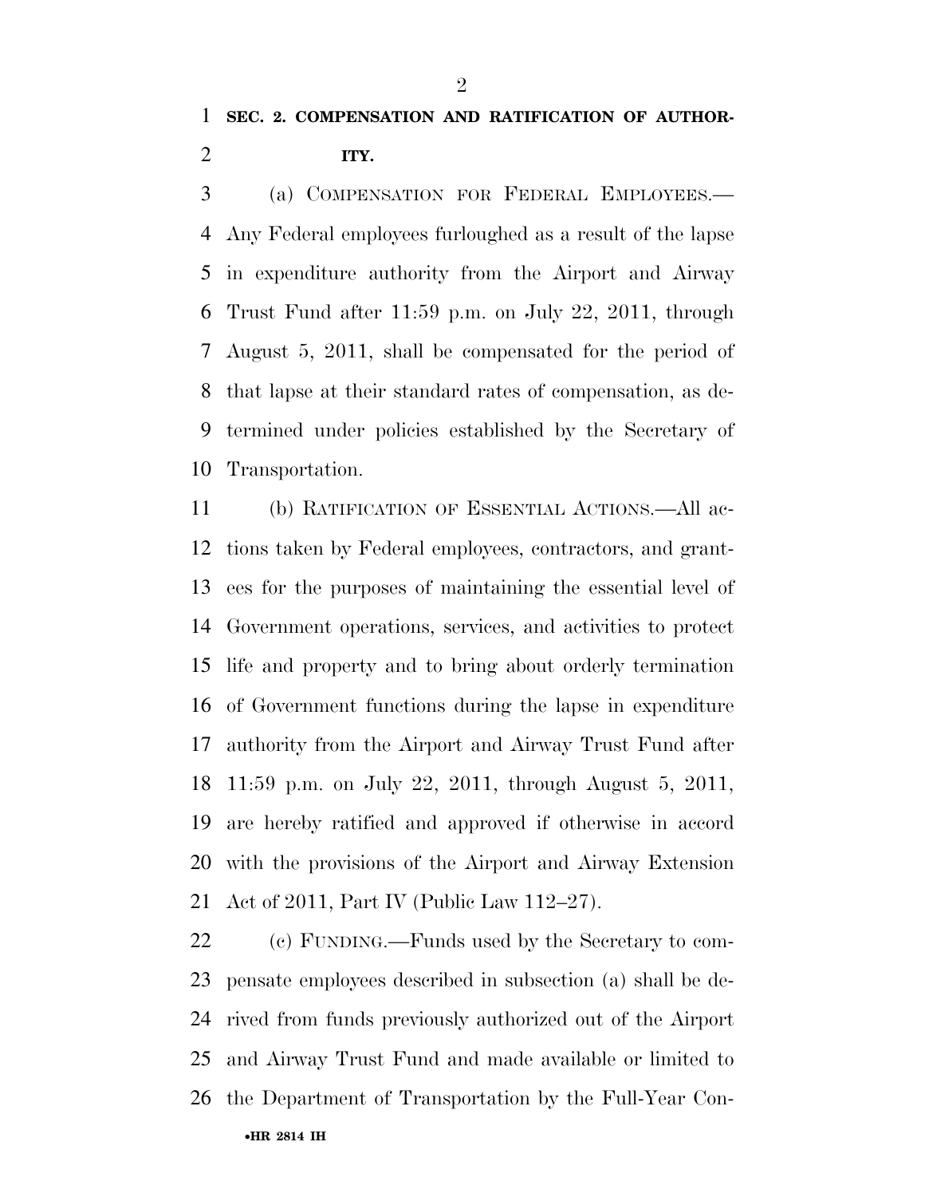**SEC. 2. COMPENSATION AND RATIFICATION OF AUTHORITY.**

(a) COMPENSATION FOR FEDERAL EMPLOYEES.—Any Federal employees furloughed as a result of the lapse in expenditure authority from the Airport and Airway Trust Fund after 11:59 p.m. on July 22, 2011, through August 5, 2011, shall be compensated for the period of that lapse at their standard rates of compensation, as determined under policies established by the Secretary of Transportation.

(b) RATIFICATION OF ESSENTIAL ACTIONS.—All actions taken by Federal employees, contractors, and grantees for the purposes of maintaining the essential level of Government operations, services, and activities to protect life and property and to bring about orderly termination of Government functions during the lapse in expenditure authority from the Airport and Airway Trust Fund after 11:59 p.m. on July 22, 2011, through August 5, 2011, are hereby ratified and approved if otherwise in accord with the provisions of the Airport and Airway Extension Act of 2011, Part IV (Public Law 112–27).

(c) FUNDING.—Funds used by the Secretary to compensate employees described in subsection (a) shall be derived from funds previously authorized out of the Airport and Airway Trust Fund and made available or limited to the Department of Transportation by the Full-Year Con-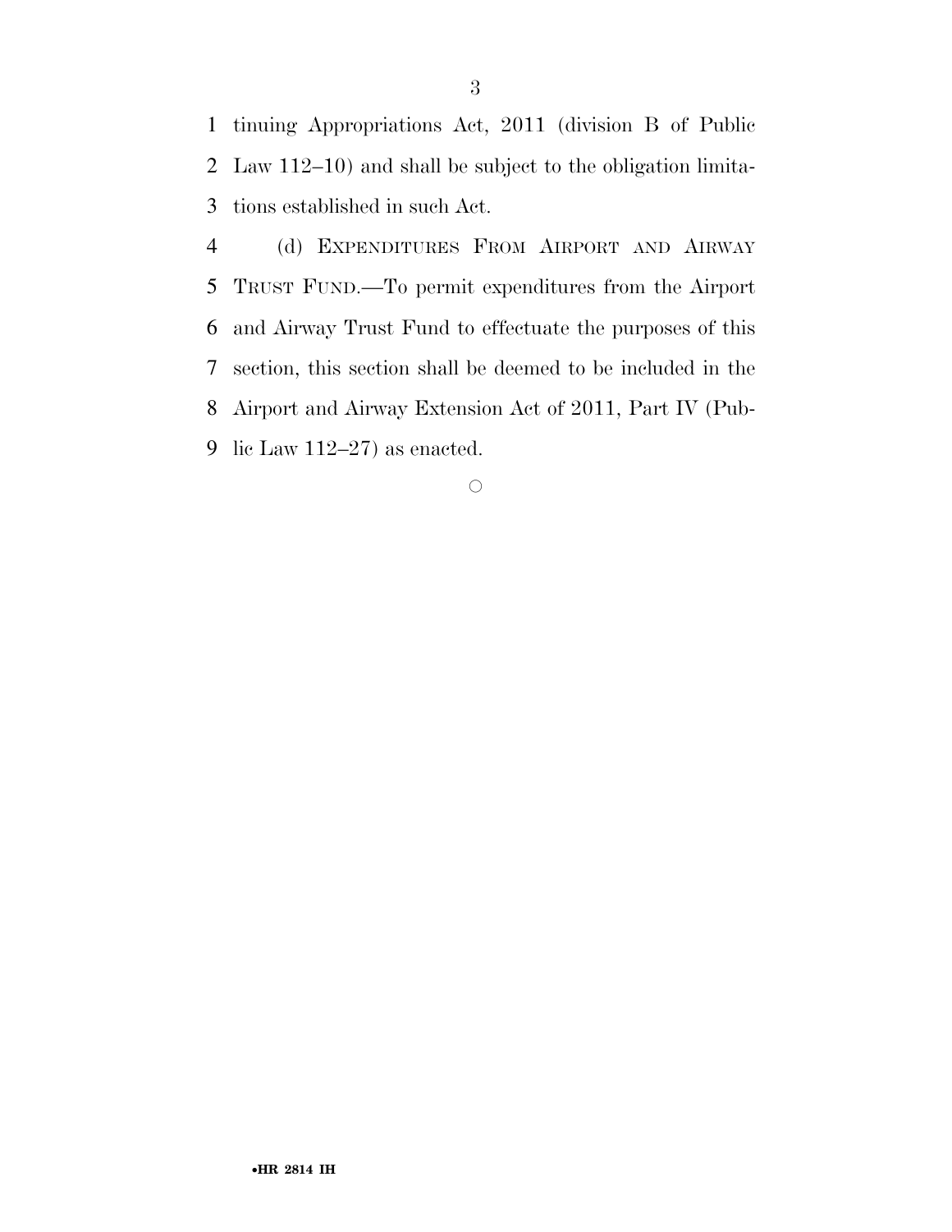tinuing Appropriations Act, 2011 (division B of Public Law 112–10) and shall be subject to the obligation limitations established in such Act.

(d) EXPENDITURES FROM AIRPORT AND AIRWAY TRUST FUND.—To permit expenditures from the Airport and Airway Trust Fund to effectuate the purposes of this section, this section shall be deemed to be included in the Airport and Airway Extension Act of 2011, Part IV (Public Law 112–27) as enacted.

○